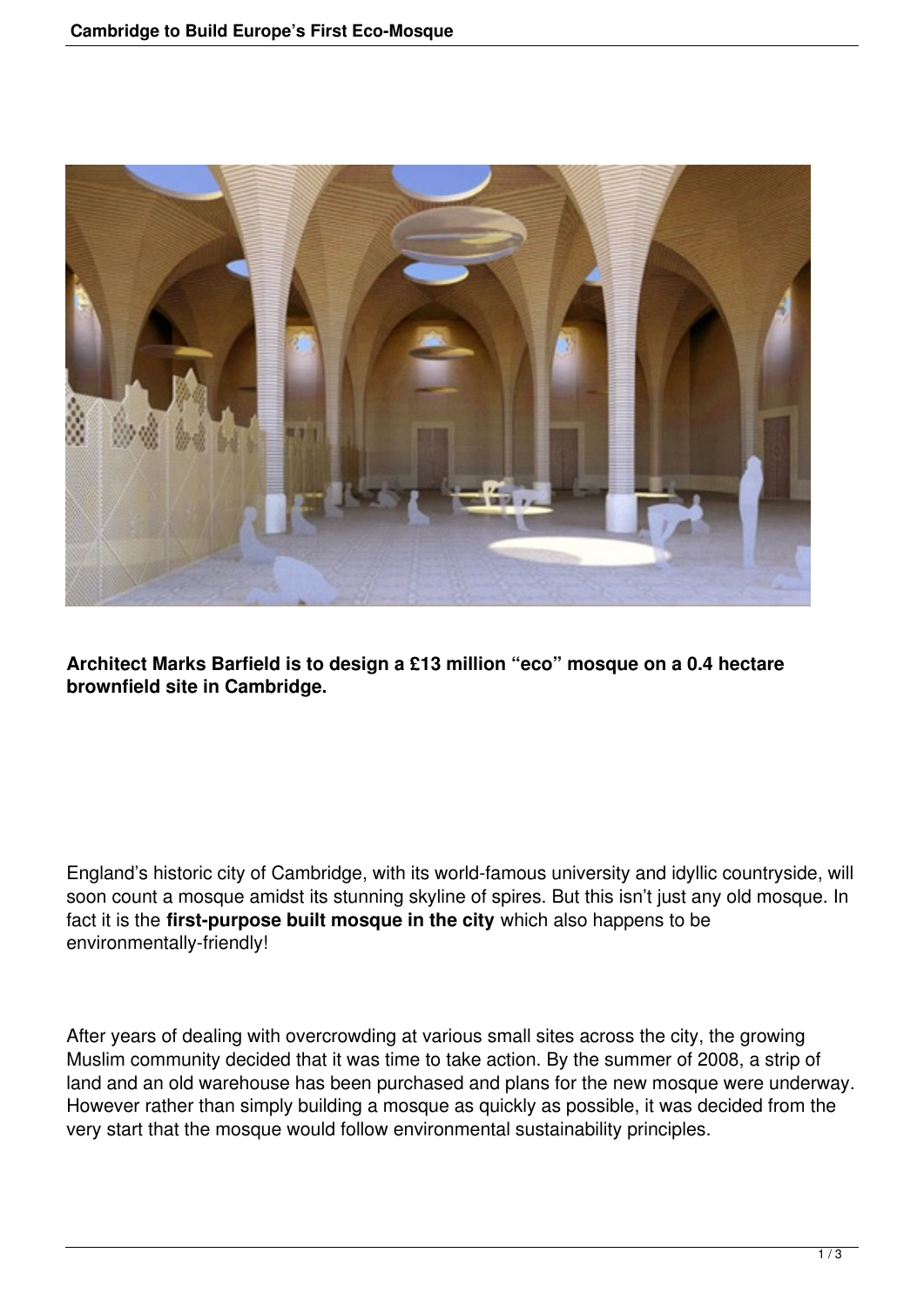**Architect Marks Barfield is to design a £13 million "eco" mosque on a 0.4 hectare brownfield site in Cambridge.**

England's historic city of Cambridge, with its world-famous university and idyllic countryside, will soon count a mosque amidst its stunning skyline of spires. But this isn't just any old mosque. In fact it is the **first-purpose built mosque in the city** which also happens to be environmentally-friendly!

After years of dealing with overcrowding at various small sites across the city, the growing Muslim community decided that it was time to take action. By the summer of 2008, a strip of land and an old warehouse has been purchased and plans for the new mosque were underway. However rather than simply building a mosque as quickly as possible, it was decided from the very start that the mosque would follow environmental sustainability principles.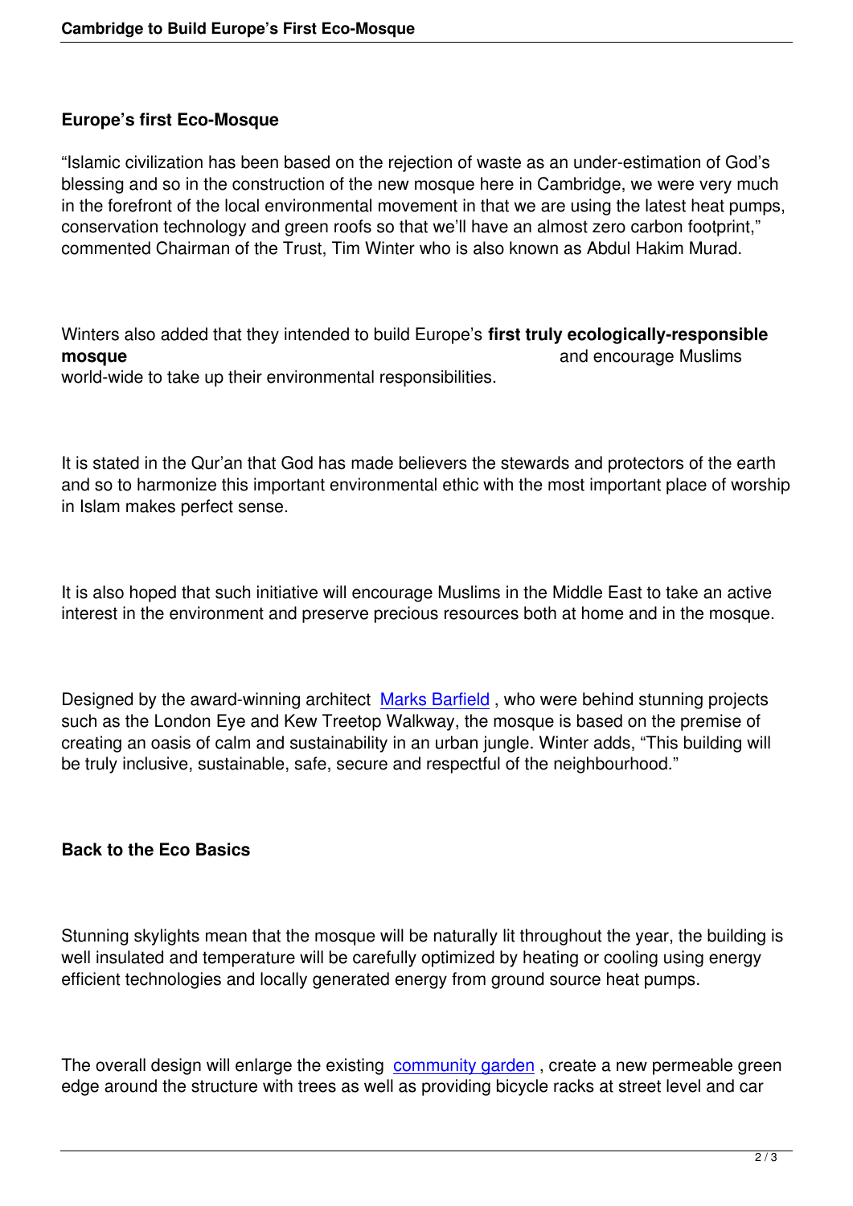## Europe's first Eco-Mosque

"Islamic civilization has been based on the rejection of waste as an under-estimation of God's blessing and so in the construction of the new mosque here in Cambridge, we were very much in the forefront of the local environmental movement in that we are using the latest heat pumps, conservation technology and green roofs so that we'll have an almost zero carbon footprint," commented Chairman of the Trust, Tim Winter who is also known as Abdul Hakim Murad.

Winters also added that they intended to build Europe's **first truly ecologically-responsible mosque** and encourage Muslims world-wide to take up their environmental responsibilities.

It is stated in the Qur'an that God has made believers the stewards and protectors of the earth and so to harmonize this important environmental ethic with the most important place of worship in Islam makes perfect sense.

It is also hoped that such initiative will encourage Muslims in the Middle East to take an active interest in the environment and preserve precious resources both at home and in the mosque.

Designed by the award-winning architect Marks Barfield , who were behind stunning projects such as the London Eye and Kew Treetop Walkway, the mosque is based on the premise of creating an oasis of calm and sustainability in an urban jungle. Winter adds, "This building will be truly inclusive, sustainable, safe, secure and respectful of the neighbourhood."

## Back to the Eco Basics

Stunning skylights mean that the mosque will be naturally lit throughout the year, the building is well insulated and temperature will be carefully optimized by heating or cooling using energy efficient technologies and locally generated energy from ground source heat pumps.

The overall design will enlarge the existing community garden , create a new permeable green edge around the structure with trees as well as providing bicycle racks at street level and car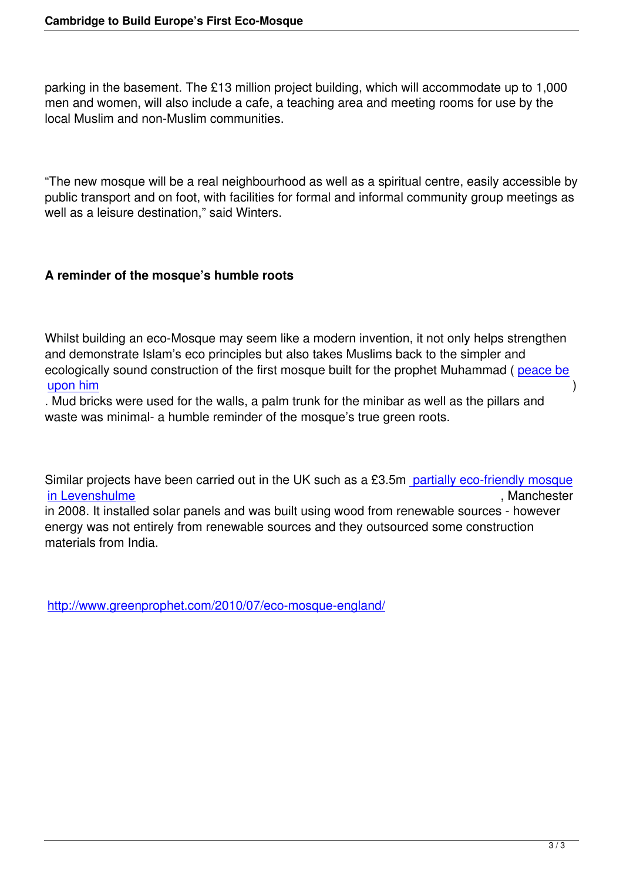parking in the basement. The £13 million project building, which will accommodate up to 1,000 men and women, will also include a cafe, a teaching area and meeting rooms for use by the local Muslim and non-Muslim communities.

"The new mosque will be a real neighbourhood as well as a spiritual centre, easily accessible by public transport and on foot, with facilities for formal and informal community group meetings as well as a leisure destination," said Winters.

**A reminder of the mosque's humble roots**

Whilst building an eco-Mosque may seem like a modern invention, it not only helps strengthen and demonstrate Islam's eco principles but also takes Muslims back to the simpler and ecologically sound construction of the first mosque built for the prophet Muhammad ( peace be upon him ). Mud bricks were used for the walls, a palm trunk for the minibar as well as the pillars and waste was minimal- a humble reminder of the mosque's true green roots.

Similar projects have been carried out in the UK such as a £3.5m partially eco-friendly mosque in Levenshulme, Manchester in 2008. It installed solar panels and was built using wood from renewable sources - however energy was not entirely from renewable sources and they outsourced some construction materials from India.

http://www.greenprophet.com/2010/07/eco-mosque-england/